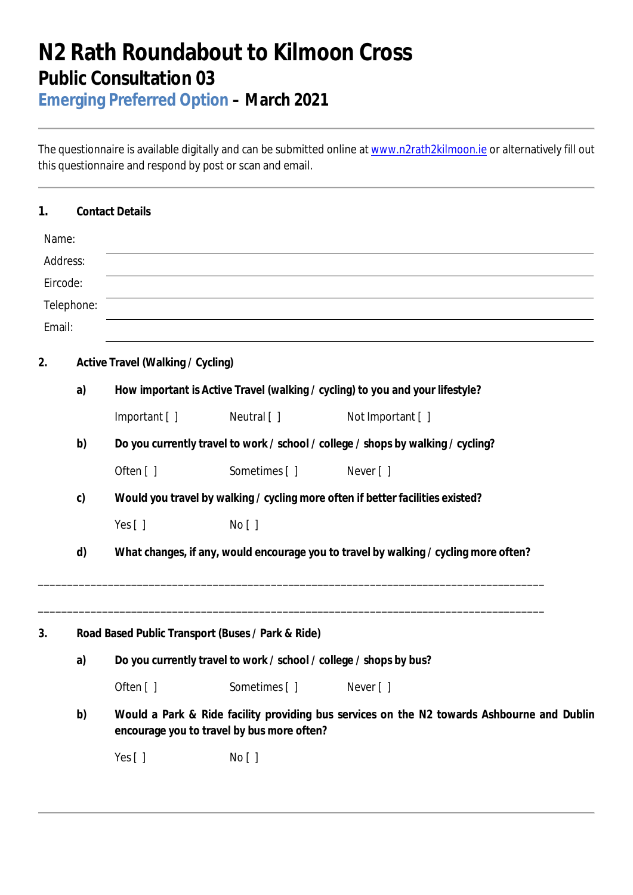# N2 Rath Roundabout to Kilmoon Cross

## Public Consultation 03

## Emerging Preferred Option – March 2021

---

The questionnaire is available digitally and can be submitted online at www.n2rath2kilmoon.ie or alternatively fill out this questionnaire and respond by post or scan and email.

---

**1. Contact Details**

Name: ____________________________________________

Address: ____________________________________________

Eircode: ____________________________________________

Telephone: ____________________________________________

Email: ____________________________________________

**2. Active Travel (Walking / Cycling)**

**a) How important is Active Travel (walking / cycling) to you and your lifestyle?**

Important [ ]   Neutral [ ]   Not Important [ ]

**b) Do you currently travel to work / school / college / shops by walking / cycling?**

Often [ ]   Sometimes [ ]   Never [ ]

**c) Would you travel by walking / cycling more often if better facilities existed?**

Yes [ ]   No [ ]

**d) What changes, if any, would encourage you to travel by walking / cycling more often?**

_______________________________________________________________________________

_______________________________________________________________________________

**3. Road Based Public Transport (Buses / Park & Ride)**

**a) Do you currently travel to work / school / college / shops by bus?**

Often [ ]   Sometimes [ ]   Never [ ]

**b) Would a Park & Ride facility providing bus services on the N2 towards Ashbourne and Dublin encourage you to travel by bus more often?**

Yes [ ]   No [ ]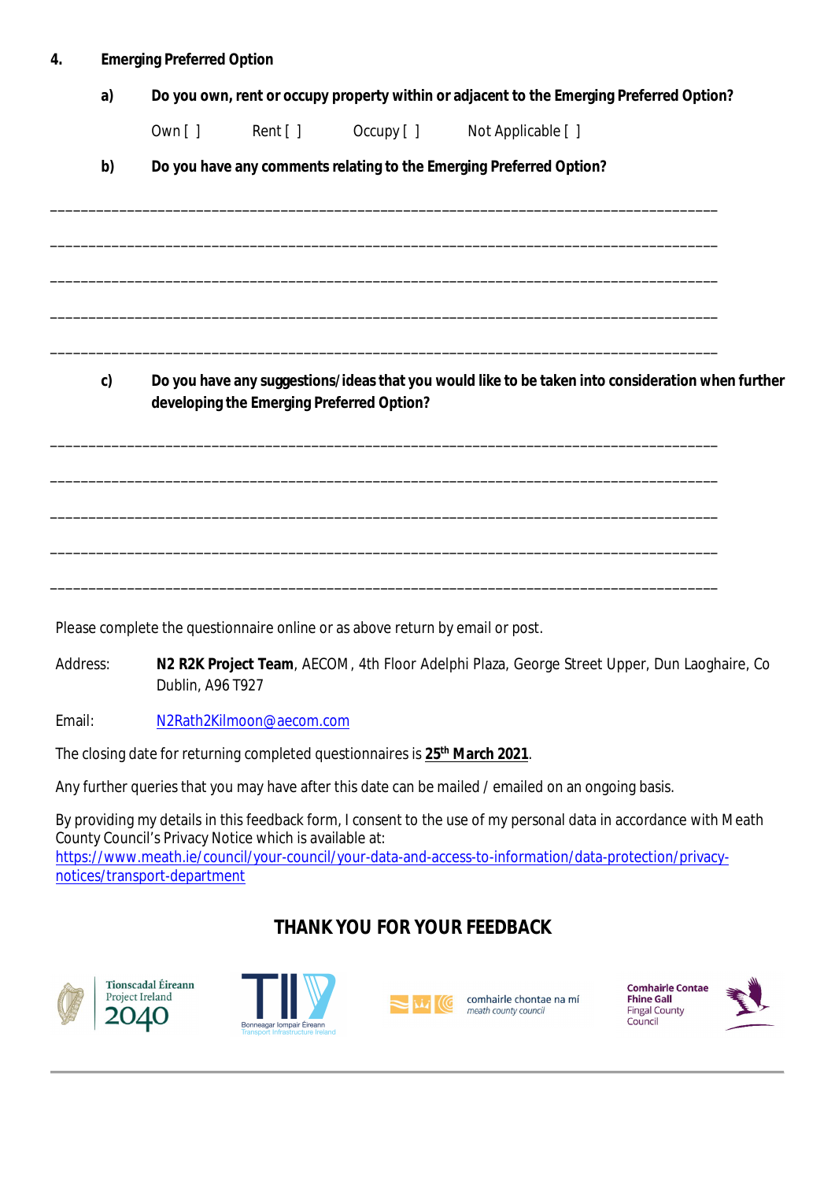## 4. Emerging Preferred Option

**a) Do you own, rent or occupy property within or adjacent to the Emerging Preferred Option?**

Own [ ] Rent [ ] Occupy [ ] Not Applicable [ ]

**b) Do you have any comments relating to the Emerging Preferred Option?**

______________________________________________________________________________________

______________________________________________________________________________________

______________________________________________________________________________________

______________________________________________________________________________________

______________________________________________________________________________________

**c) Do you have any suggestions/ideas that you would like to be taken into consideration when further developing the Emerging Preferred Option?**

______________________________________________________________________________________

______________________________________________________________________________________

______________________________________________________________________________________

______________________________________________________________________________________

______________________________________________________________________________________

Please complete the questionnaire online or as above return by email or post.

Address: **N2 R2K Project Team**, AECOM, 4th Floor Adelphi Plaza, George Street Upper, Dun Laoghaire, Co Dublin, A96 T927

Email: N2Rath2Kilmoon@aecom.com

The closing date for returning completed questionnaires is **25th March 2021**.

Any further queries that you may have after this date can be mailed / emailed on an ongoing basis.

By providing my details in this feedback form, I consent to the use of my personal data in accordance with Meath County Council's Privacy Notice which is available at: https://www.meath.ie/council/your-council/your-data-and-access-to-information/data-protection/privacy-notices/transport-department

**THANK YOU FOR YOUR FEEDBACK**

Tionscadal Éireann Project Ireland 2040

TII Bonneagar Iompair Éireann Transport Infrastructure Ireland

comhairle chontae na mí meath county council

Comhairle Contae Fhine Gall Fingal County Council